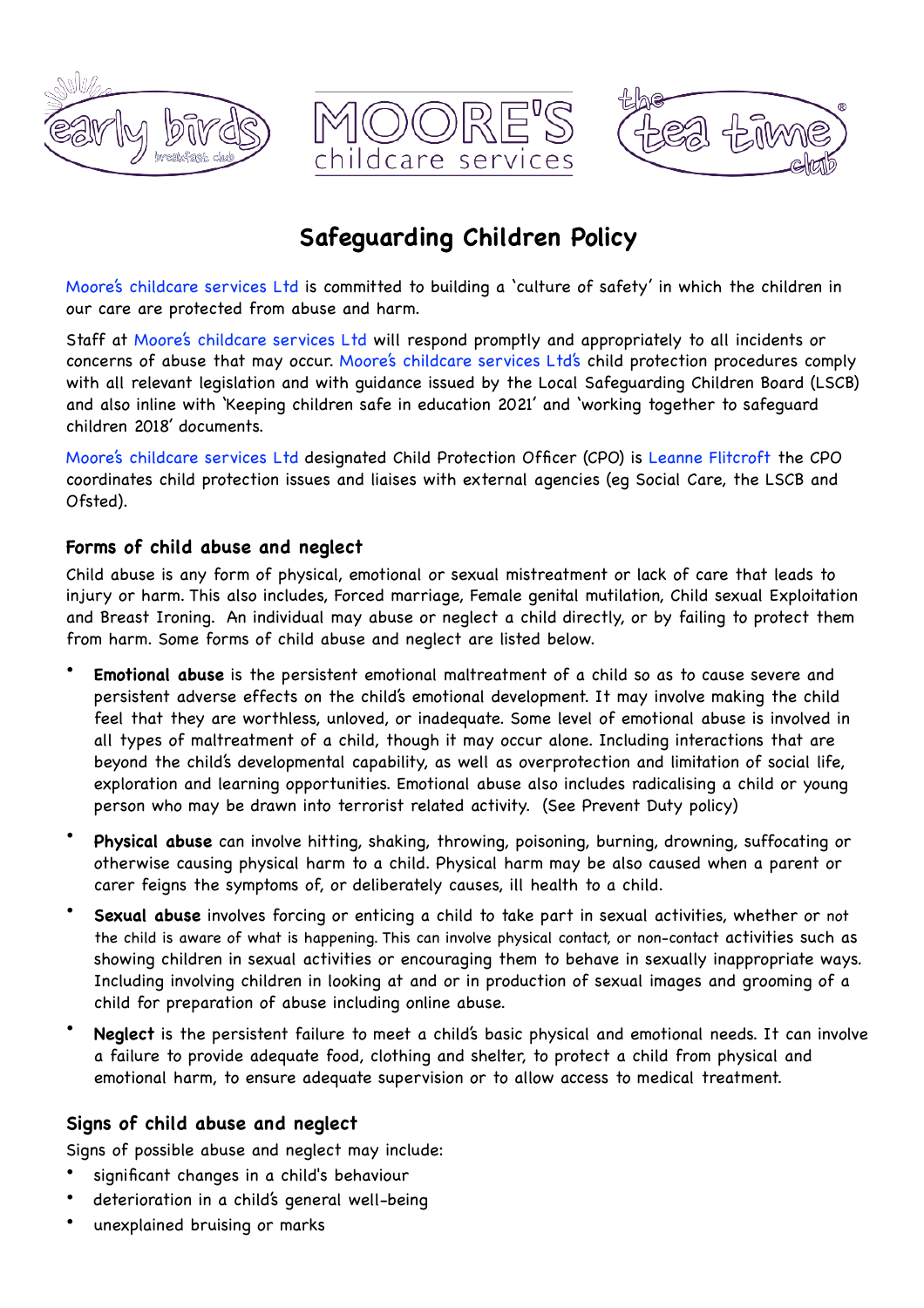# Safeguarding Children Policy

Moore's childcare services Ltd is committed to building a 'culture of safety' in which the children in our care are protected from abuse and harm.

Staff at Moore's childcare services Ltd will respond promptly and appropriately to all incidents or concerns of abuse that may occur. Moore's childcare services Ltd's child protection procedures comply with all relevant legislation and with guidance issued by the Local Safeguarding Children Board (LSCB) and also inline with 'Keeping children safe in education 2021' and 'working together to safeguard children 2018' documents.

Moore's childcare services Ltd designated Child Protection Officer (CPO) is Leanne Flitcroft the CPO coordinates child protection issues and liaises with external agencies (eg Social Care, the LSCB and Ofsted).

## Forms of child abuse and neglect

Child abuse is any form of physical, emotional or sexual mistreatment or lack of care that leads to injury or harm. This also includes, Forced marriage, Female genital mutilation, Child sexual Exploitation and Breast Ironing. An individual may abuse or neglect a child directly, or by failing to protect them from harm. Some forms of child abuse and neglect are listed below.

- **Emotional abuse** is the persistent emotional maltreatment of a child so as to cause severe and persistent adverse effects on the child's emotional development. It may involve making the child feel that they are worthless, unloved, or inadequate. Some level of emotional abuse is involved in all types of maltreatment of a child, though it may occur alone. Including interactions that are beyond the child's developmental capability, as well as overprotection and limitation of social life, exploration and learning opportunities. Emotional abuse also includes radicalising a child or young person who may be drawn into terrorist related activity. (See Prevent Duty policy)
- **Physical abuse** can involve hitting, shaking, throwing, poisoning, burning, drowning, suffocating or otherwise causing physical harm to a child. Physical harm may be also caused when a parent or carer feigns the symptoms of, or deliberately causes, ill health to a child.
- **Sexual abuse** involves forcing or enticing a child to take part in sexual activities, whether or not the child is aware of what is happening. This can involve physical contact, or non-contact activities such as showing children in sexual activities or encouraging them to behave in sexually inappropriate ways. Including involving children in looking at and or in production of sexual images and grooming of a child for preparation of abuse including online abuse.
- **Neglect** is the persistent failure to meet a child's basic physical and emotional needs. It can involve a failure to provide adequate food, clothing and shelter, to protect a child from physical and emotional harm, to ensure adequate supervision or to allow access to medical treatment.

## Signs of child abuse and neglect

Signs of possible abuse and neglect may include:

- significant changes in a child's behaviour
- deterioration in a child's general well-being
- unexplained bruising or marks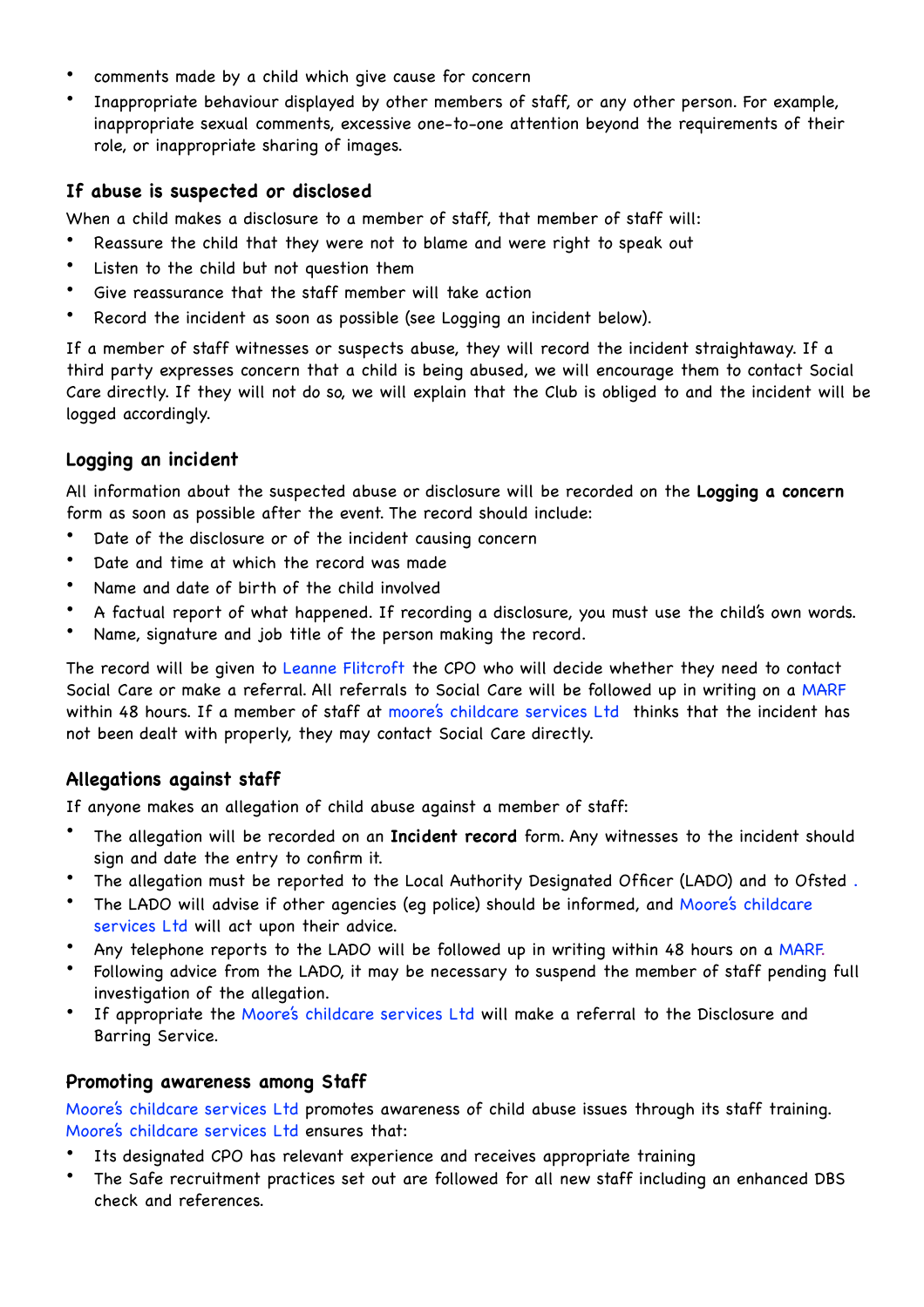- comments made by a child which give cause for concern
- Inappropriate behaviour displayed by other members of staff, or any other person. For example, inappropriate sexual comments, excessive one-to-one attention beyond the requirements of their role, or inappropriate sharing of images.

### If abuse is suspected or disclosed

When a child makes a disclosure to a member of staff, that member of staff will:

- Reassure the child that they were not to blame and were right to speak out
- Listen to the child but not question them
- Give reassurance that the staff member will take action
- Record the incident as soon as possible (see Logging an incident below).

If a member of staff witnesses or suspects abuse, they will record the incident straightaway. If a third party expresses concern that a child is being abused, we will encourage them to contact Social Care directly. If they will not do so, we will explain that the Club is obliged to and the incident will be logged accordingly.

### Logging an incident

All information about the suspected abuse or disclosure will be recorded on the **Logging a concern** form as soon as possible after the event. The record should include:

- Date of the disclosure or of the incident causing concern
- Date and time at which the record was made
- Name and date of birth of the child involved
- A factual report of what happened. If recording a disclosure, you must use the child's own words.
- Name, signature and job title of the person making the record.

The record will be given to Leanne Flitcroft the CPO who will decide whether they need to contact Social Care or make a referral. All referrals to Social Care will be followed up in writing on a MARF within 48 hours. If a member of staff at moore's childcare services Ltd thinks that the incident has not been dealt with properly, they may contact Social Care directly.

### Allegations against staff

If anyone makes an allegation of child abuse against a member of staff:

- The allegation will be recorded on an **Incident record** form. Any witnesses to the incident should sign and date the entry to confirm it.
- The allegation must be reported to the Local Authority Designated Officer (LADO) and to Ofsted .
- The LADO will advise if other agencies (eg police) should be informed, and Moore's childcare services Ltd will act upon their advice.
- Any telephone reports to the LADO will be followed up in writing within 48 hours on a MARF.
- Following advice from the LADO, it may be necessary to suspend the member of staff pending full investigation of the allegation.
- If appropriate the Moore's childcare services Ltd will make a referral to the Disclosure and Barring Service.

### Promoting awareness among Staff

Moore's childcare services Ltd promotes awareness of child abuse issues through its staff training. Moore's childcare services Ltd ensures that:

- Its designated CPO has relevant experience and receives appropriate training
- The Safe recruitment practices set out are followed for all new staff including an enhanced DBS check and references.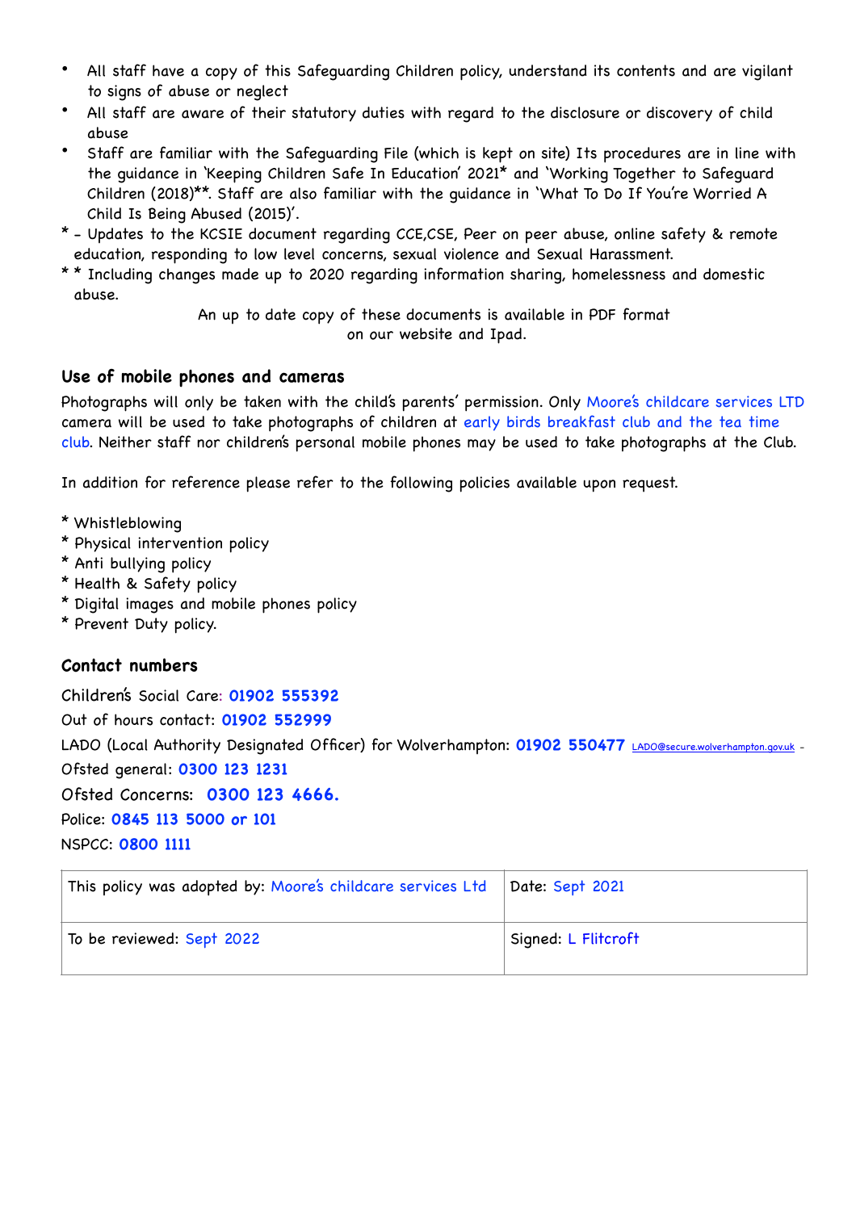- All staff have a copy of this Safeguarding Children policy, understand its contents and are vigilant to signs of abuse or neglect
- All staff are aware of their statutory duties with regard to the disclosure or discovery of child abuse
- Staff are familiar with the Safeguarding File (which is kept on site) Its procedures are in line with the guidance in 'Keeping Children Safe In Education' 2021* and 'Working Together to Safeguard Children (2018)**. Staff are also familiar with the guidance in 'What To Do If You're Worried A Child Is Being Abused (2015)'.

\* - Updates to the KCSIE document regarding CCE,CSE, Peer on peer abuse, online safety & remote education, responding to low level concerns, sexual violence and Sexual Harassment.

\* * Including changes made up to 2020 regarding information sharing, homelessness and domestic abuse.

An up to date copy of these documents is available in PDF format on our website and Ipad.

### Use of mobile phones and cameras

Photographs will only be taken with the child's parents' permission. Only Moore's childcare services LTD camera will be used to take photographs of children at early birds breakfast club and the tea time club. Neither staff nor children's personal mobile phones may be used to take photographs at the Club.

In addition for reference please refer to the following policies available upon request.

\* Whistleblowing
\* Physical intervention policy
\* Anti bullying policy
\* Health & Safety policy
\* Digital images and mobile phones policy
\* Prevent Duty policy.

### Contact numbers

Children's Social Care: **01902 555392**

Out of hours contact: **01902 552999**

LADO (Local Authority Designated Officer) for Wolverhampton: **01902 550477** LADO@secure.wolverhampton.gov.uk -

Ofsted general: **0300 123 1231**

Ofsted Concerns: **0300 123 4666.**

Police: **0845 113 5000 or 101**

NSPCC: **0800 1111**

| | |
|---|---|
| This policy was adopted by: Moore's childcare services Ltd | Date: Sept 2021 |
| To be reviewed: Sept 2022 | Signed: L Flitcroft |